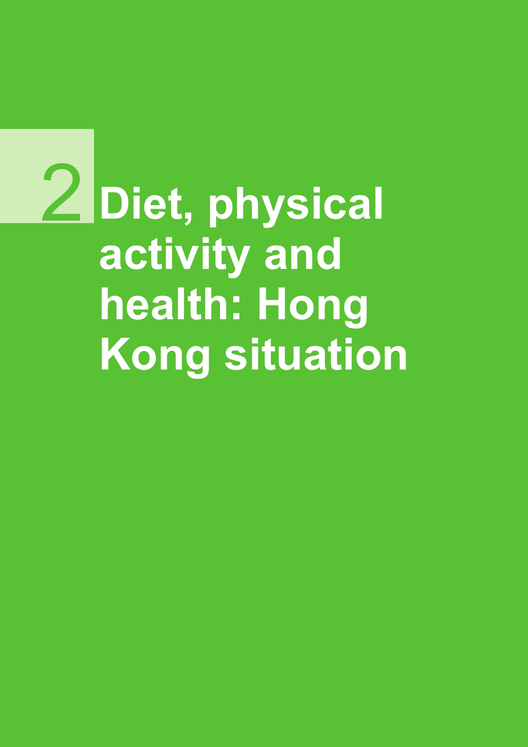# 2 Diet, physical activity and health: Hong Kong situation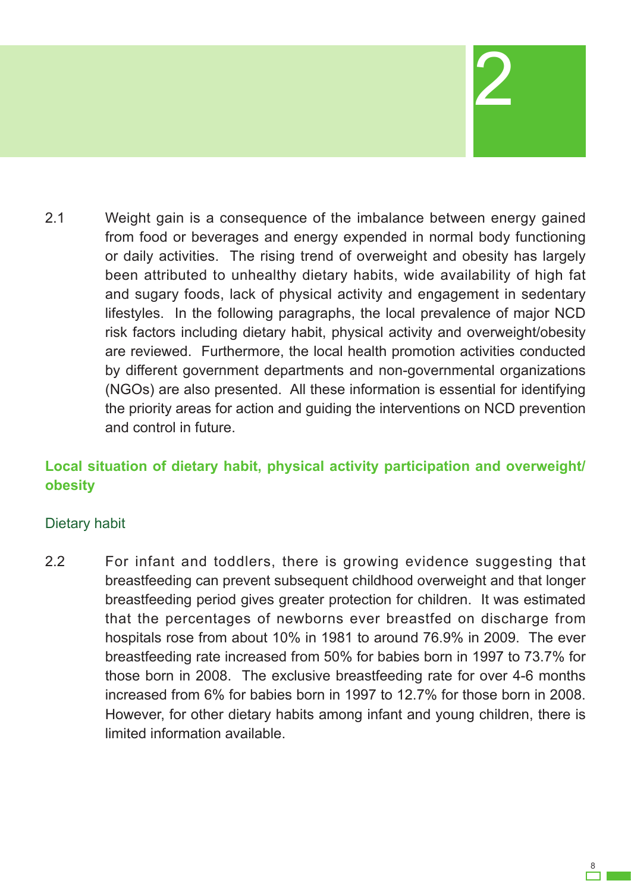# 2

2.1 Weight gain is a consequence of the imbalance between energy gained from food or beverages and energy expended in normal body functioning or daily activities. The rising trend of overweight and obesity has largely been attributed to unhealthy dietary habits, wide availability of high fat and sugary foods, lack of physical activity and engagement in sedentary lifestyles. In the following paragraphs, the local prevalence of major NCD risk factors including dietary habit, physical activity and overweight/obesity are reviewed. Furthermore, the local health promotion activities conducted by different government departments and non-governmental organizations (NGOs) are also presented. All these information is essential for identifying the priority areas for action and guiding the interventions on NCD prevention and control in future.

## Local situation of dietary habit, physical activity participation and overweight/obesity

### Dietary habit

2.2 For infant and toddlers, there is growing evidence suggesting that breastfeeding can prevent subsequent childhood overweight and that longer breastfeeding period gives greater protection for children. It was estimated that the percentages of newborns ever breastfed on discharge from hospitals rose from about 10% in 1981 to around 76.9% in 2009. The ever breastfeeding rate increased from 50% for babies born in 1997 to 73.7% for those born in 2008. The exclusive breastfeeding rate for over 4-6 months increased from 6% for babies born in 1997 to 12.7% for those born in 2008. However, for other dietary habits among infant and young children, there is limited information available.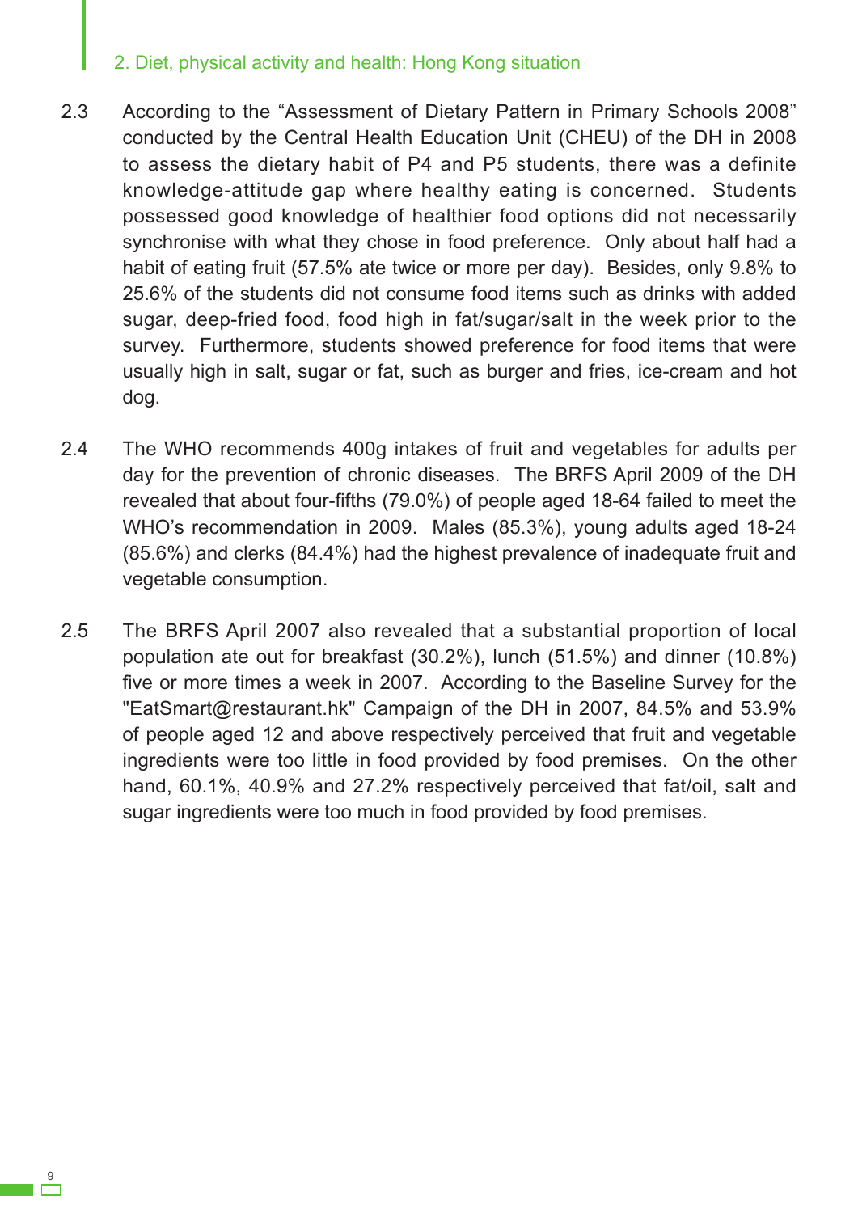2.3 According to the “Assessment of Dietary Pattern in Primary Schools 2008” conducted by the Central Health Education Unit (CHEU) of the DH in 2008 to assess the dietary habit of P4 and P5 students, there was a definite knowledge-attitude gap where healthy eating is concerned. Students possessed good knowledge of healthier food options did not necessarily synchronise with what they chose in food preference. Only about half had a habit of eating fruit (57.5% ate twice or more per day). Besides, only 9.8% to 25.6% of the students did not consume food items such as drinks with added sugar, deep-fried food, food high in fat/sugar/salt in the week prior to the survey. Furthermore, students showed preference for food items that were usually high in salt, sugar or fat, such as burger and fries, ice-cream and hot dog.

2.4 The WHO recommends 400g intakes of fruit and vegetables for adults per day for the prevention of chronic diseases. The BRFS April 2009 of the DH revealed that about four-fifths (79.0%) of people aged 18-64 failed to meet the WHO’s recommendation in 2009. Males (85.3%), young adults aged 18-24 (85.6%) and clerks (84.4%) had the highest prevalence of inadequate fruit and vegetable consumption.

2.5 The BRFS April 2007 also revealed that a substantial proportion of local population ate out for breakfast (30.2%), lunch (51.5%) and dinner (10.8%) five or more times a week in 2007. According to the Baseline Survey for the "EatSmart@restaurant.hk" Campaign of the DH in 2007, 84.5% and 53.9% of people aged 12 and above respectively perceived that fruit and vegetable ingredients were too little in food provided by food premises. On the other hand, 60.1%, 40.9% and 27.2% respectively perceived that fat/oil, salt and sugar ingredients were too much in food provided by food premises.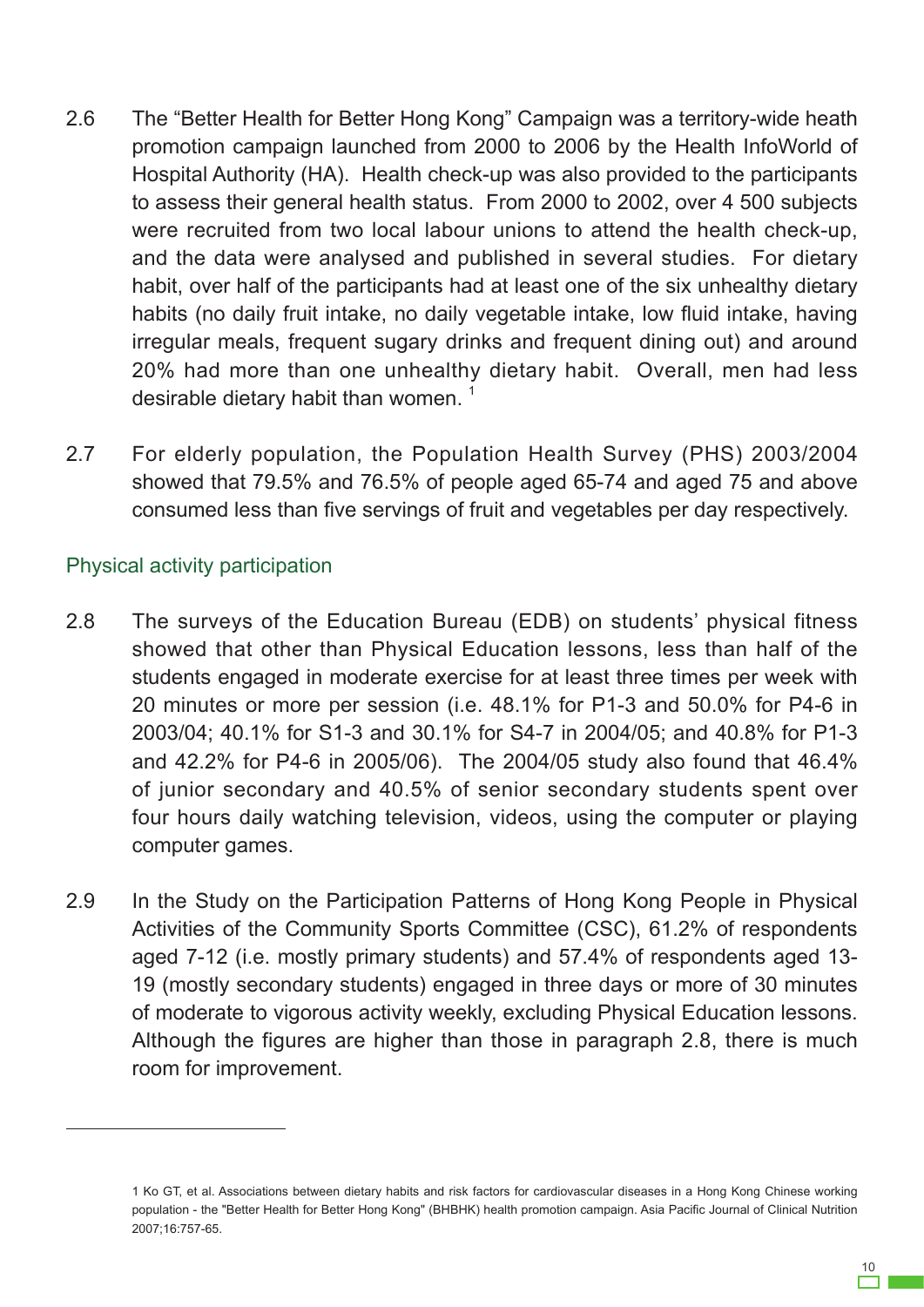2.6 The "Better Health for Better Hong Kong" Campaign was a territory-wide heath promotion campaign launched from 2000 to 2006 by the Health InfoWorld of Hospital Authority (HA). Health check-up was also provided to the participants to assess their general health status. From 2000 to 2002, over 4 500 subjects were recruited from two local labour unions to attend the health check-up, and the data were analysed and published in several studies. For dietary habit, over half of the participants had at least one of the six unhealthy dietary habits (no daily fruit intake, no daily vegetable intake, low fluid intake, having irregular meals, frequent sugary drinks and frequent dining out) and around 20% had more than one unhealthy dietary habit. Overall, men had less desirable dietary habit than women. [1]

2.7 For elderly population, the Population Health Survey (PHS) 2003/2004 showed that 79.5% and 76.5% of people aged 65-74 and aged 75 and above consumed less than five servings of fruit and vegetables per day respectively.

## Physical activity participation

2.8 The surveys of the Education Bureau (EDB) on students' physical fitness showed that other than Physical Education lessons, less than half of the students engaged in moderate exercise for at least three times per week with 20 minutes or more per session (i.e. 48.1% for P1-3 and 50.0% for P4-6 in 2003/04; 40.1% for S1-3 and 30.1% for S4-7 in 2004/05; and 40.8% for P1-3 and 42.2% for P4-6 in 2005/06). The 2004/05 study also found that 46.4% of junior secondary and 40.5% of senior secondary students spent over four hours daily watching television, videos, using the computer or playing computer games.

2.9 In the Study on the Participation Patterns of Hong Kong People in Physical Activities of the Community Sports Committee (CSC), 61.2% of respondents aged 7-12 (i.e. mostly primary students) and 57.4% of respondents aged 13-19 (mostly secondary students) engaged in three days or more of 30 minutes of moderate to vigorous activity weekly, excluding Physical Education lessons. Although the figures are higher than those in paragraph 2.8, there is much room for improvement.

---

1 Ko GT, et al. Associations between dietary habits and risk factors for cardiovascular diseases in a Hong Kong Chinese working population - the "Better Health for Better Hong Kong" (BHBHK) health promotion campaign. Asia Pacific Journal of Clinical Nutrition 2007;16:757-65.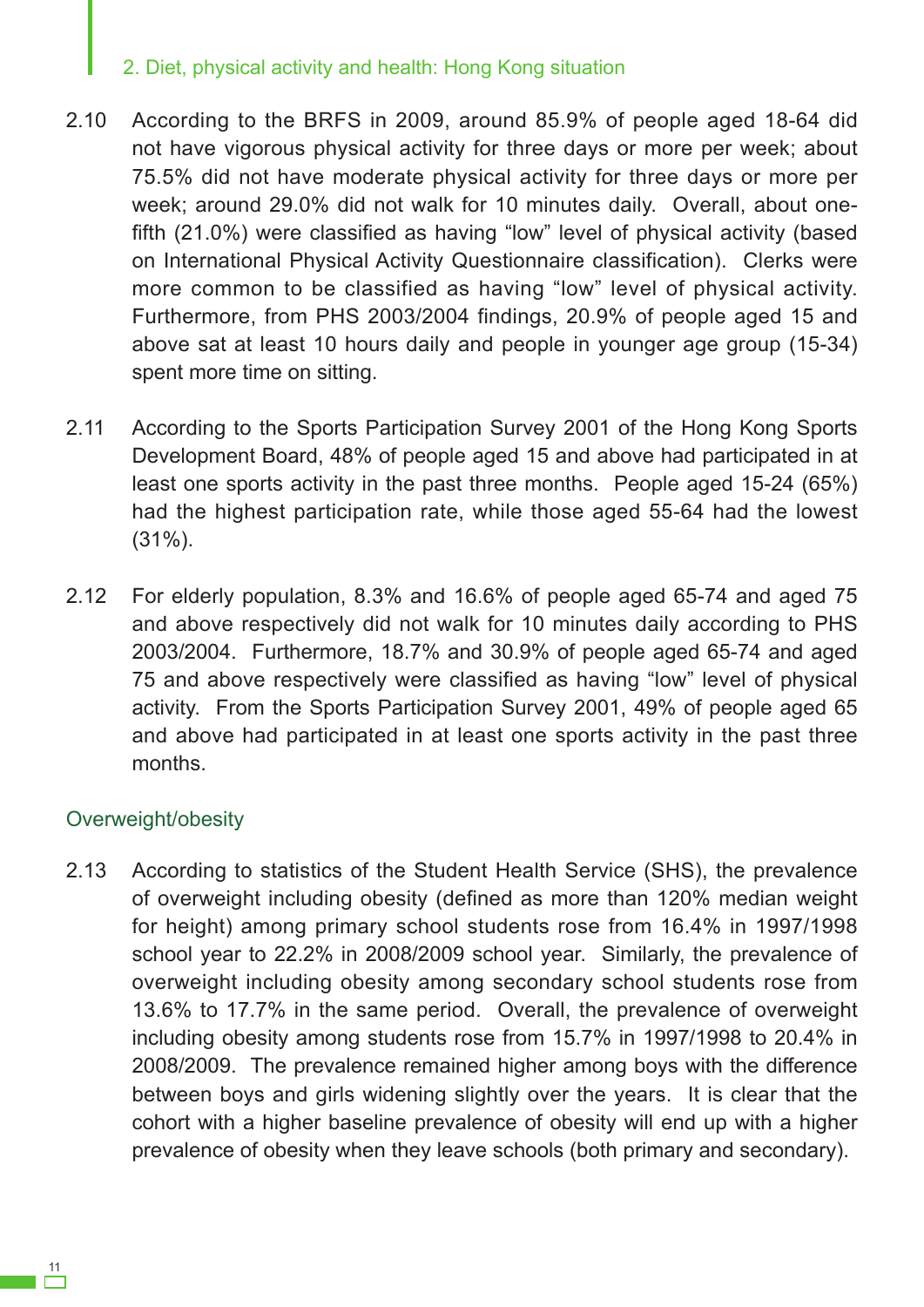2.10 According to the BRFS in 2009, around 85.9% of people aged 18-64 did not have vigorous physical activity for three days or more per week; about 75.5% did not have moderate physical activity for three days or more per week; around 29.0% did not walk for 10 minutes daily. Overall, about one-fifth (21.0%) were classified as having "low" level of physical activity (based on International Physical Activity Questionnaire classification). Clerks were more common to be classified as having "low" level of physical activity. Furthermore, from PHS 2003/2004 findings, 20.9% of people aged 15 and above sat at least 10 hours daily and people in younger age group (15-34) spent more time on sitting.

2.11 According to the Sports Participation Survey 2001 of the Hong Kong Sports Development Board, 48% of people aged 15 and above had participated in at least one sports activity in the past three months. People aged 15-24 (65%) had the highest participation rate, while those aged 55-64 had the lowest (31%).

2.12 For elderly population, 8.3% and 16.6% of people aged 65-74 and aged 75 and above respectively did not walk for 10 minutes daily according to PHS 2003/2004. Furthermore, 18.7% and 30.9% of people aged 65-74 and aged 75 and above respectively were classified as having "low" level of physical activity. From the Sports Participation Survey 2001, 49% of people aged 65 and above had participated in at least one sports activity in the past three months.

### Overweight/obesity

2.13 According to statistics of the Student Health Service (SHS), the prevalence of overweight including obesity (defined as more than 120% median weight for height) among primary school students rose from 16.4% in 1997/1998 school year to 22.2% in 2008/2009 school year. Similarly, the prevalence of overweight including obesity among secondary school students rose from 13.6% to 17.7% in the same period. Overall, the prevalence of overweight including obesity among students rose from 15.7% in 1997/1998 to 20.4% in 2008/2009. The prevalence remained higher among boys with the difference between boys and girls widening slightly over the years. It is clear that the cohort with a higher baseline prevalence of obesity will end up with a higher prevalence of obesity when they leave schools (both primary and secondary).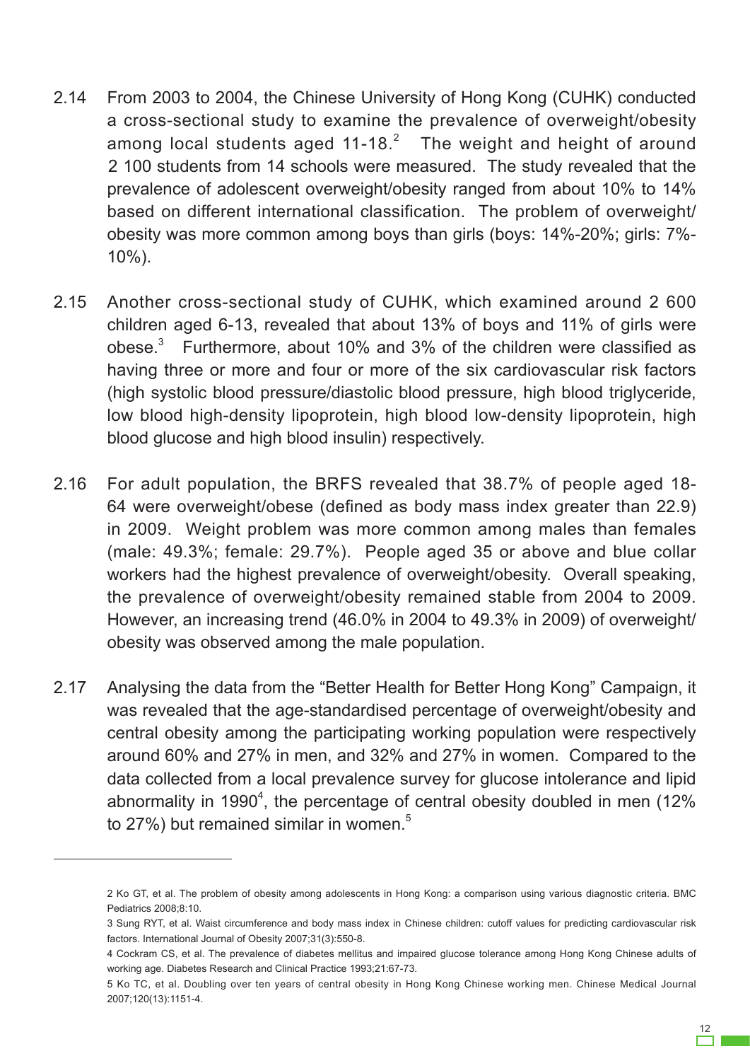2.14 From 2003 to 2004, the Chinese University of Hong Kong (CUHK) conducted a cross-sectional study to examine the prevalence of overweight/obesity among local students aged 11-18.[2] The weight and height of around 2 100 students from 14 schools were measured. The study revealed that the prevalence of adolescent overweight/obesity ranged from about 10% to 14% based on different international classification. The problem of overweight/obesity was more common among boys than girls (boys: 14%-20%; girls: 7%-10%).

2.15 Another cross-sectional study of CUHK, which examined around 2 600 children aged 6-13, revealed that about 13% of boys and 11% of girls were obese.[3] Furthermore, about 10% and 3% of the children were classified as having three or more and four or more of the six cardiovascular risk factors (high systolic blood pressure/diastolic blood pressure, high blood triglyceride, low blood high-density lipoprotein, high blood low-density lipoprotein, high blood glucose and high blood insulin) respectively.

2.16 For adult population, the BRFS revealed that 38.7% of people aged 18-64 were overweight/obese (defined as body mass index greater than 22.9) in 2009. Weight problem was more common among males than females (male: 49.3%; female: 29.7%). People aged 35 or above and blue collar workers had the highest prevalence of overweight/obesity. Overall speaking, the prevalence of overweight/obesity remained stable from 2004 to 2009. However, an increasing trend (46.0% in 2004 to 49.3% in 2009) of overweight/obesity was observed among the male population.

2.17 Analysing the data from the "Better Health for Better Hong Kong" Campaign, it was revealed that the age-standardised percentage of overweight/obesity and central obesity among the participating working population were respectively around 60% and 27% in men, and 32% and 27% in women. Compared to the data collected from a local prevalence survey for glucose intolerance and lipid abnormality in 1990[4], the percentage of central obesity doubled in men (12% to 27%) but remained similar in women.[5]

---

2 Ko GT, et al. The problem of obesity among adolescents in Hong Kong: a comparison using various diagnostic criteria. BMC Pediatrics 2008;8:10.

3 Sung RYT, et al. Waist circumference and body mass index in Chinese children: cutoff values for predicting cardiovascular risk factors. International Journal of Obesity 2007;31(3):550-8.

4 Cockram CS, et al. The prevalence of diabetes mellitus and impaired glucose tolerance among Hong Kong Chinese adults of working age. Diabetes Research and Clinical Practice 1993;21:67-73.

5 Ko TC, et al. Doubling over ten years of central obesity in Hong Kong Chinese working men. Chinese Medical Journal 2007;120(13):1151-4.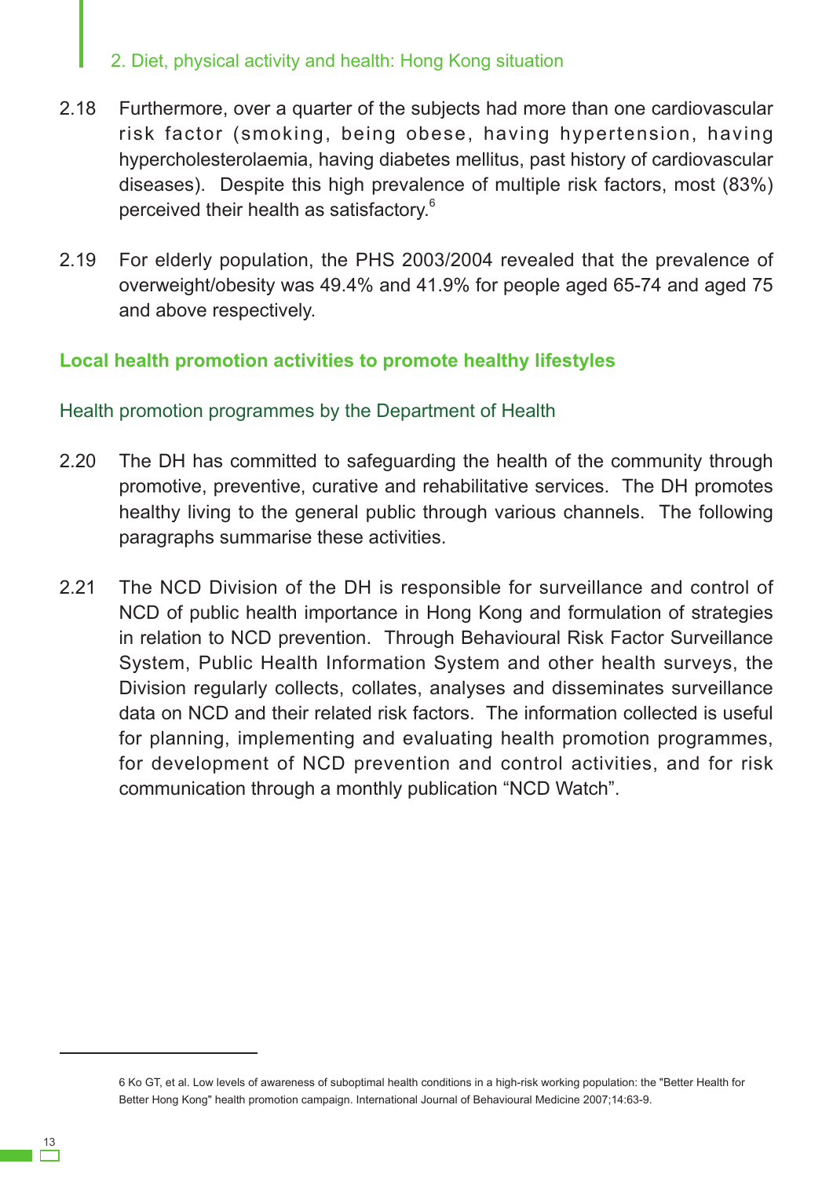2.18 Furthermore, over a quarter of the subjects had more than one cardiovascular risk factor (smoking, being obese, having hypertension, having hypercholesterolaemia, having diabetes mellitus, past history of cardiovascular diseases). Despite this high prevalence of multiple risk factors, most (83%) perceived their health as satisfactory.[6]

2.19 For elderly population, the PHS 2003/2004 revealed that the prevalence of overweight/obesity was 49.4% and 41.9% for people aged 65-74 and aged 75 and above respectively.

## Local health promotion activities to promote healthy lifestyles

### Health promotion programmes by the Department of Health

2.20 The DH has committed to safeguarding the health of the community through promotive, preventive, curative and rehabilitative services. The DH promotes healthy living to the general public through various channels. The following paragraphs summarise these activities.

2.21 The NCD Division of the DH is responsible for surveillance and control of NCD of public health importance in Hong Kong and formulation of strategies in relation to NCD prevention. Through Behavioural Risk Factor Surveillance System, Public Health Information System and other health surveys, the Division regularly collects, collates, analyses and disseminates surveillance data on NCD and their related risk factors. The information collected is useful for planning, implementing and evaluating health promotion programmes, for development of NCD prevention and control activities, and for risk communication through a monthly publication "NCD Watch".

---

6 Ko GT, et al. Low levels of awareness of suboptimal health conditions in a high-risk working population: the "Better Health for Better Hong Kong" health promotion campaign. International Journal of Behavioural Medicine 2007;14:63-9.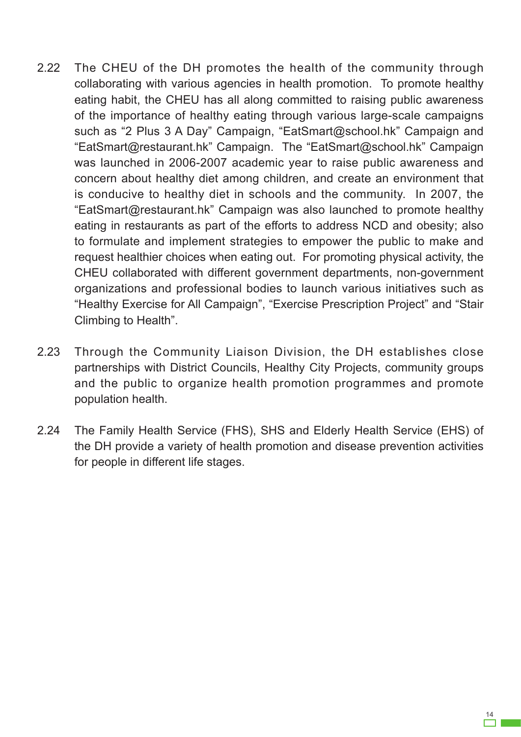2.22 The CHEU of the DH promotes the health of the community through collaborating with various agencies in health promotion. To promote healthy eating habit, the CHEU has all along committed to raising public awareness of the importance of healthy eating through various large-scale campaigns such as "2 Plus 3 A Day" Campaign, "EatSmart@school.hk" Campaign and "EatSmart@restaurant.hk" Campaign. The "EatSmart@school.hk" Campaign was launched in 2006-2007 academic year to raise public awareness and concern about healthy diet among children, and create an environment that is conducive to healthy diet in schools and the community. In 2007, the "EatSmart@restaurant.hk" Campaign was also launched to promote healthy eating in restaurants as part of the efforts to address NCD and obesity; also to formulate and implement strategies to empower the public to make and request healthier choices when eating out. For promoting physical activity, the CHEU collaborated with different government departments, non-government organizations and professional bodies to launch various initiatives such as "Healthy Exercise for All Campaign", "Exercise Prescription Project" and "Stair Climbing to Health".

2.23 Through the Community Liaison Division, the DH establishes close partnerships with District Councils, Healthy City Projects, community groups and the public to organize health promotion programmes and promote population health.

2.24 The Family Health Service (FHS), SHS and Elderly Health Service (EHS) of the DH provide a variety of health promotion and disease prevention activities for people in different life stages.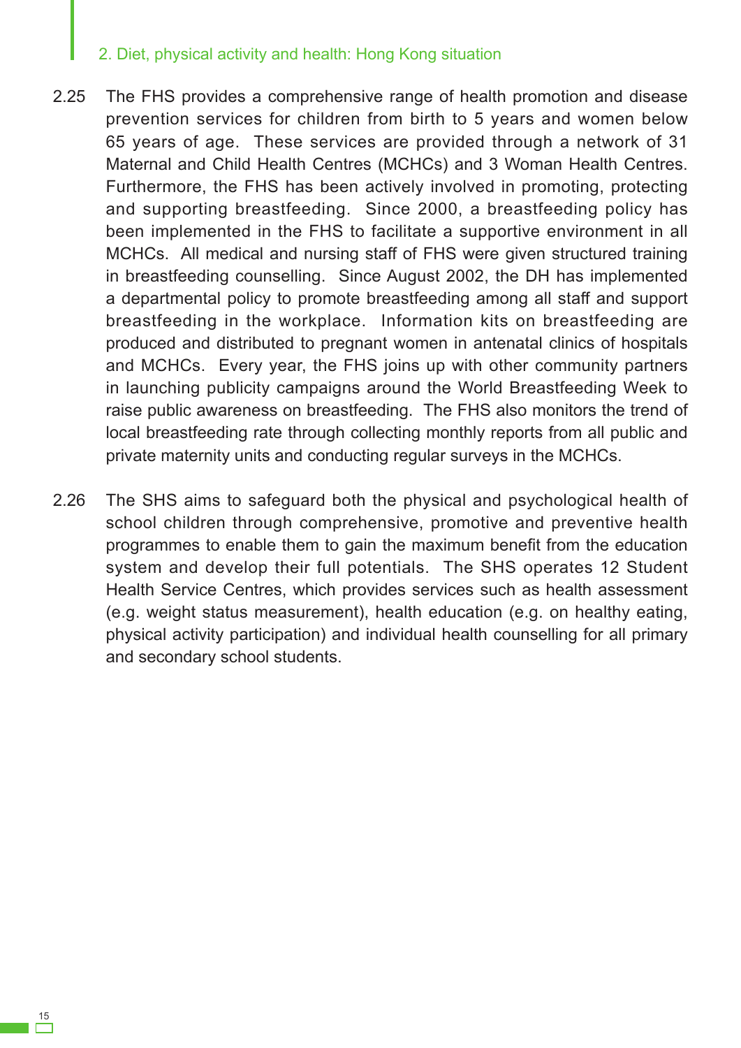2.25 The FHS provides a comprehensive range of health promotion and disease prevention services for children from birth to 5 years and women below 65 years of age. These services are provided through a network of 31 Maternal and Child Health Centres (MCHCs) and 3 Woman Health Centres. Furthermore, the FHS has been actively involved in promoting, protecting and supporting breastfeeding. Since 2000, a breastfeeding policy has been implemented in the FHS to facilitate a supportive environment in all MCHCs. All medical and nursing staff of FHS were given structured training in breastfeeding counselling. Since August 2002, the DH has implemented a departmental policy to promote breastfeeding among all staff and support breastfeeding in the workplace. Information kits on breastfeeding are produced and distributed to pregnant women in antenatal clinics of hospitals and MCHCs. Every year, the FHS joins up with other community partners in launching publicity campaigns around the World Breastfeeding Week to raise public awareness on breastfeeding. The FHS also monitors the trend of local breastfeeding rate through collecting monthly reports from all public and private maternity units and conducting regular surveys in the MCHCs.

2.26 The SHS aims to safeguard both the physical and psychological health of school children through comprehensive, promotive and preventive health programmes to enable them to gain the maximum benefit from the education system and develop their full potentials. The SHS operates 12 Student Health Service Centres, which provides services such as health assessment (e.g. weight status measurement), health education (e.g. on healthy eating, physical activity participation) and individual health counselling for all primary and secondary school students.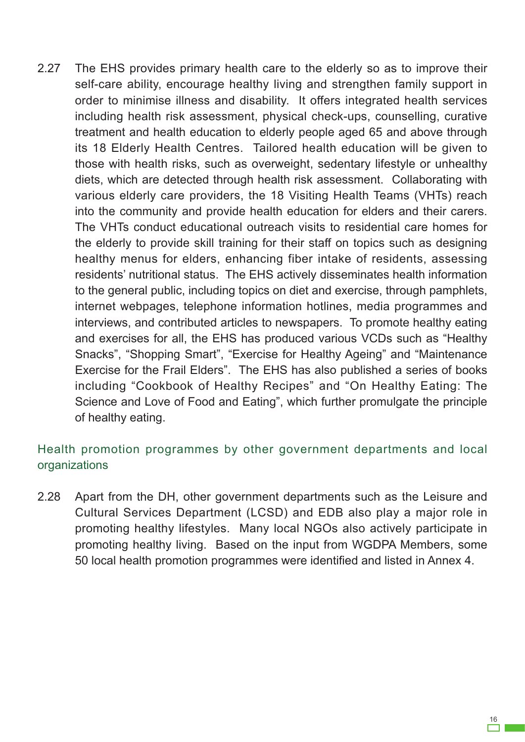2.27 The EHS provides primary health care to the elderly so as to improve their self-care ability, encourage healthy living and strengthen family support in order to minimise illness and disability. It offers integrated health services including health risk assessment, physical check-ups, counselling, curative treatment and health education to elderly people aged 65 and above through its 18 Elderly Health Centres. Tailored health education will be given to those with health risks, such as overweight, sedentary lifestyle or unhealthy diets, which are detected through health risk assessment. Collaborating with various elderly care providers, the 18 Visiting Health Teams (VHTs) reach into the community and provide health education for elders and their carers. The VHTs conduct educational outreach visits to residential care homes for the elderly to provide skill training for their staff on topics such as designing healthy menus for elders, enhancing fiber intake of residents, assessing residents' nutritional status. The EHS actively disseminates health information to the general public, including topics on diet and exercise, through pamphlets, internet webpages, telephone information hotlines, media programmes and interviews, and contributed articles to newspapers. To promote healthy eating and exercises for all, the EHS has produced various VCDs such as "Healthy Snacks", "Shopping Smart", "Exercise for Healthy Ageing" and "Maintenance Exercise for the Frail Elders". The EHS has also published a series of books including "Cookbook of Healthy Recipes" and "On Healthy Eating: The Science and Love of Food and Eating", which further promulgate the principle of healthy eating.

### Health promotion programmes by other government departments and local organizations

2.28 Apart from the DH, other government departments such as the Leisure and Cultural Services Department (LCSD) and EDB also play a major role in promoting healthy lifestyles. Many local NGOs also actively participate in promoting healthy living. Based on the input from WGDPA Members, some 50 local health promotion programmes were identified and listed in Annex 4.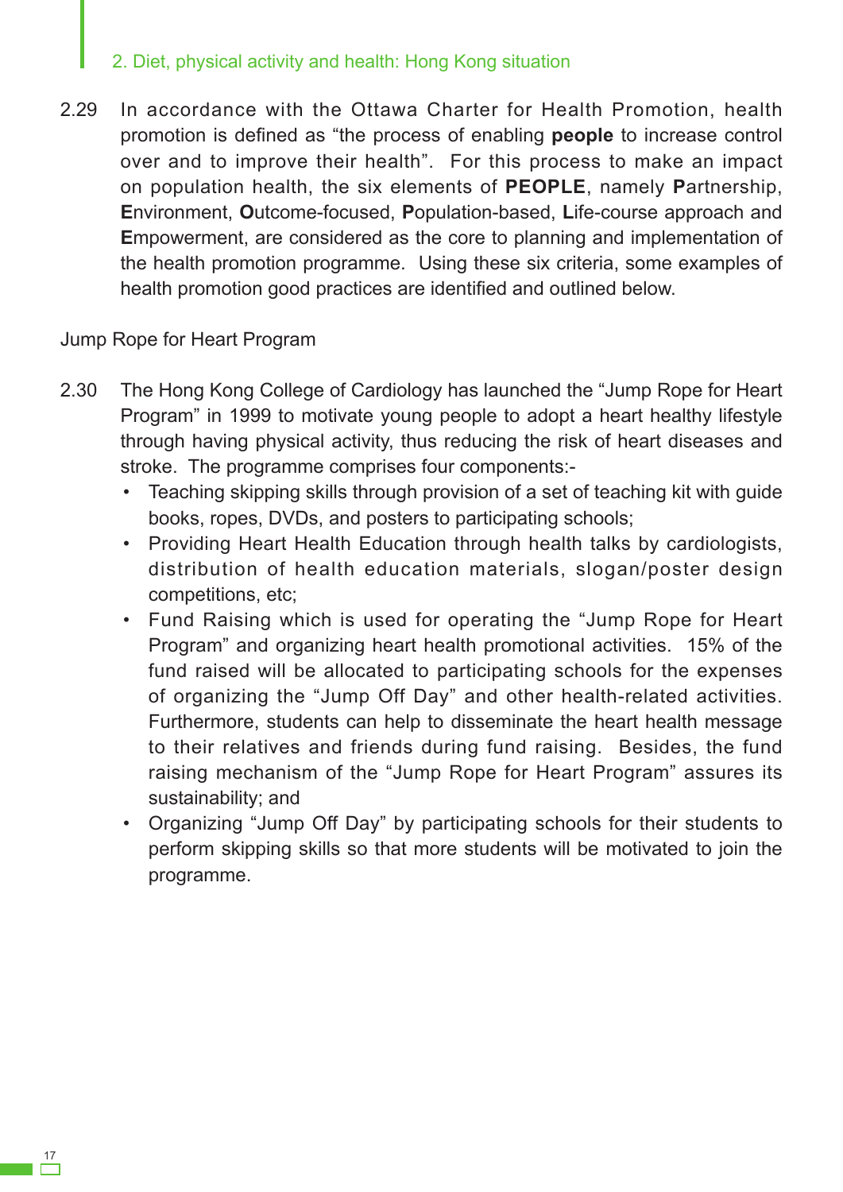2.29 In accordance with the Ottawa Charter for Health Promotion, health promotion is defined as "the process of enabling **people** to increase control over and to improve their health". For this process to make an impact on population health, the six elements of **PEOPLE**, namely **P**artnership, **E**nvironment, **O**utcome-focused, **P**opulation-based, **L**ife-course approach and **E**mpowerment, are considered as the core to planning and implementation of the health promotion programme. Using these six criteria, some examples of health promotion good practices are identified and outlined below.

Jump Rope for Heart Program

2.30 The Hong Kong College of Cardiology has launched the "Jump Rope for Heart Program" in 1999 to motivate young people to adopt a heart healthy lifestyle through having physical activity, thus reducing the risk of heart diseases and stroke. The programme comprises four components:-

- Teaching skipping skills through provision of a set of teaching kit with guide books, ropes, DVDs, and posters to participating schools;
- Providing Heart Health Education through health talks by cardiologists, distribution of health education materials, slogan/poster design competitions, etc;
- Fund Raising which is used for operating the "Jump Rope for Heart Program" and organizing heart health promotional activities. 15% of the fund raised will be allocated to participating schools for the expenses of organizing the "Jump Off Day" and other health-related activities. Furthermore, students can help to disseminate the heart health message to their relatives and friends during fund raising. Besides, the fund raising mechanism of the "Jump Rope for Heart Program" assures its sustainability; and
- Organizing "Jump Off Day" by participating schools for their students to perform skipping skills so that more students will be motivated to join the programme.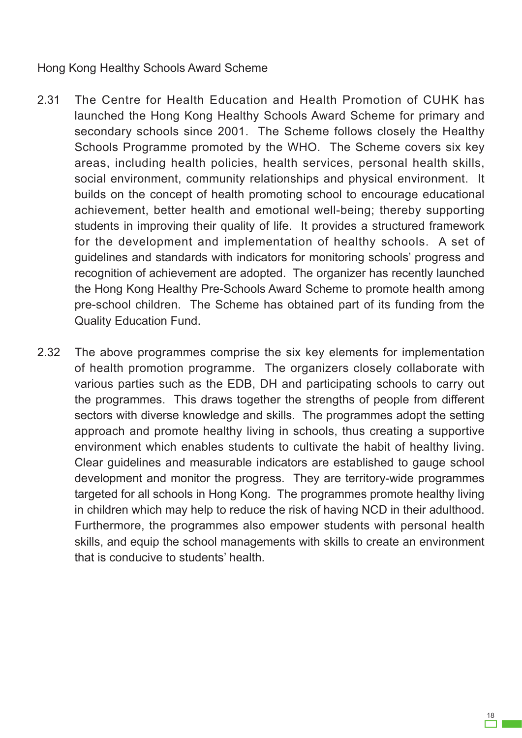Hong Kong Healthy Schools Award Scheme

2.31 The Centre for Health Education and Health Promotion of CUHK has launched the Hong Kong Healthy Schools Award Scheme for primary and secondary schools since 2001. The Scheme follows closely the Healthy Schools Programme promoted by the WHO. The Scheme covers six key areas, including health policies, health services, personal health skills, social environment, community relationships and physical environment. It builds on the concept of health promoting school to encourage educational achievement, better health and emotional well-being; thereby supporting students in improving their quality of life. It provides a structured framework for the development and implementation of healthy schools. A set of guidelines and standards with indicators for monitoring schools' progress and recognition of achievement are adopted. The organizer has recently launched the Hong Kong Healthy Pre-Schools Award Scheme to promote health among pre-school children. The Scheme has obtained part of its funding from the Quality Education Fund.

2.32 The above programmes comprise the six key elements for implementation of health promotion programme. The organizers closely collaborate with various parties such as the EDB, DH and participating schools to carry out the programmes. This draws together the strengths of people from different sectors with diverse knowledge and skills. The programmes adopt the setting approach and promote healthy living in schools, thus creating a supportive environment which enables students to cultivate the habit of healthy living. Clear guidelines and measurable indicators are established to gauge school development and monitor the progress. They are territory-wide programmes targeted for all schools in Hong Kong. The programmes promote healthy living in children which may help to reduce the risk of having NCD in their adulthood. Furthermore, the programmes also empower students with personal health skills, and equip the school managements with skills to create an environment that is conducive to students' health.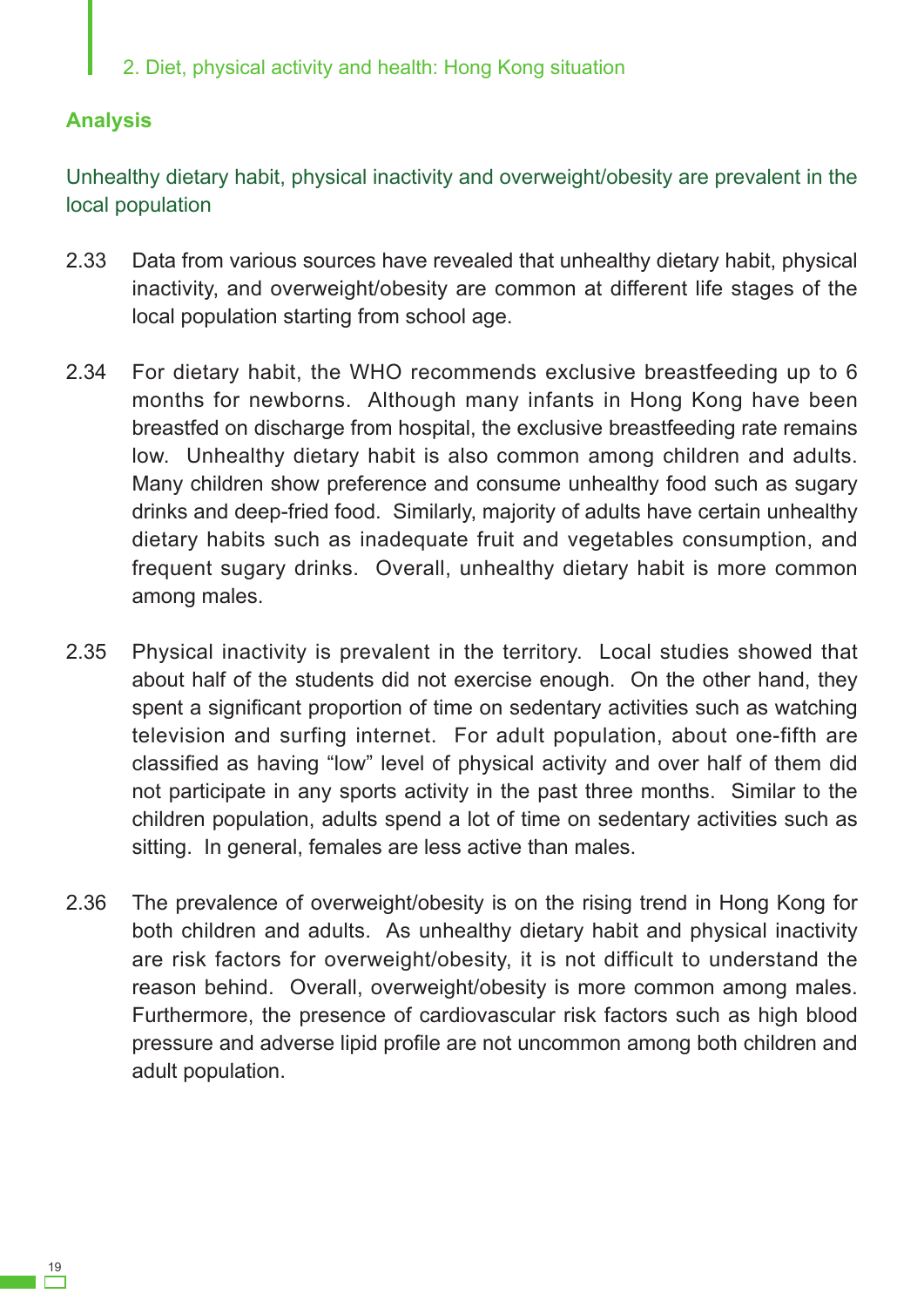## Analysis

### Unhealthy dietary habit, physical inactivity and overweight/obesity are prevalent in the local population

2.33 Data from various sources have revealed that unhealthy dietary habit, physical inactivity, and overweight/obesity are common at different life stages of the local population starting from school age.

2.34 For dietary habit, the WHO recommends exclusive breastfeeding up to 6 months for newborns. Although many infants in Hong Kong have been breastfed on discharge from hospital, the exclusive breastfeeding rate remains low. Unhealthy dietary habit is also common among children and adults. Many children show preference and consume unhealthy food such as sugary drinks and deep-fried food. Similarly, majority of adults have certain unhealthy dietary habits such as inadequate fruit and vegetables consumption, and frequent sugary drinks. Overall, unhealthy dietary habit is more common among males.

2.35 Physical inactivity is prevalent in the territory. Local studies showed that about half of the students did not exercise enough. On the other hand, they spent a significant proportion of time on sedentary activities such as watching television and surfing internet. For adult population, about one-fifth are classified as having "low" level of physical activity and over half of them did not participate in any sports activity in the past three months. Similar to the children population, adults spend a lot of time on sedentary activities such as sitting. In general, females are less active than males.

2.36 The prevalence of overweight/obesity is on the rising trend in Hong Kong for both children and adults. As unhealthy dietary habit and physical inactivity are risk factors for overweight/obesity, it is not difficult to understand the reason behind. Overall, overweight/obesity is more common among males. Furthermore, the presence of cardiovascular risk factors such as high blood pressure and adverse lipid profile are not uncommon among both children and adult population.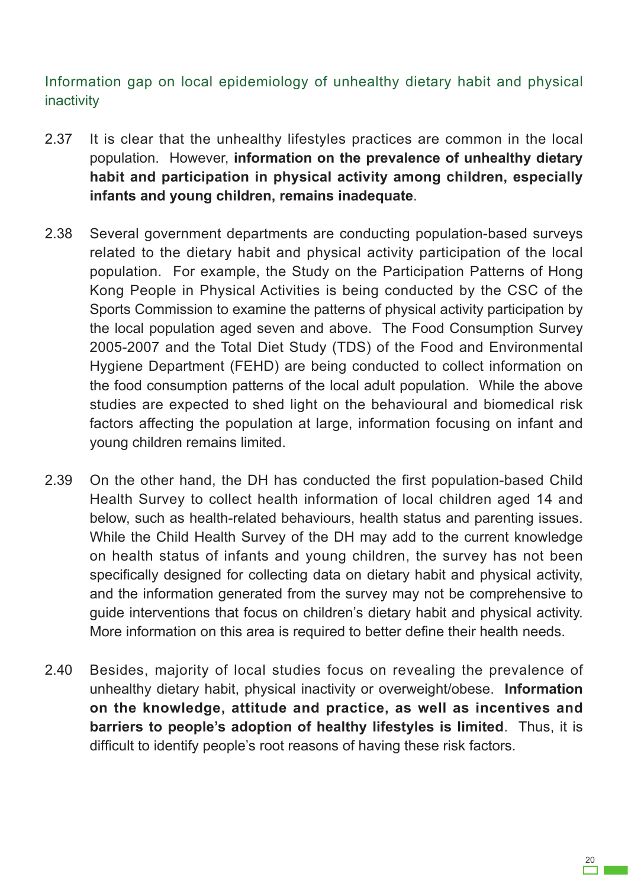### Information gap on local epidemiology of unhealthy dietary habit and physical inactivity

2.37 It is clear that the unhealthy lifestyles practices are common in the local population. However, **information on the prevalence of unhealthy dietary habit and participation in physical activity among children, especially infants and young children, remains inadequate**.

2.38 Several government departments are conducting population-based surveys related to the dietary habit and physical activity participation of the local population. For example, the Study on the Participation Patterns of Hong Kong People in Physical Activities is being conducted by the CSC of the Sports Commission to examine the patterns of physical activity participation by the local population aged seven and above. The Food Consumption Survey 2005-2007 and the Total Diet Study (TDS) of the Food and Environmental Hygiene Department (FEHD) are being conducted to collect information on the food consumption patterns of the local adult population. While the above studies are expected to shed light on the behavioural and biomedical risk factors affecting the population at large, information focusing on infant and young children remains limited.

2.39 On the other hand, the DH has conducted the first population-based Child Health Survey to collect health information of local children aged 14 and below, such as health-related behaviours, health status and parenting issues. While the Child Health Survey of the DH may add to the current knowledge on health status of infants and young children, the survey has not been specifically designed for collecting data on dietary habit and physical activity, and the information generated from the survey may not be comprehensive to guide interventions that focus on children's dietary habit and physical activity. More information on this area is required to better define their health needs.

2.40 Besides, majority of local studies focus on revealing the prevalence of unhealthy dietary habit, physical inactivity or overweight/obese. **Information on the knowledge, attitude and practice, as well as incentives and barriers to people's adoption of healthy lifestyles is limited**. Thus, it is difficult to identify people's root reasons of having these risk factors.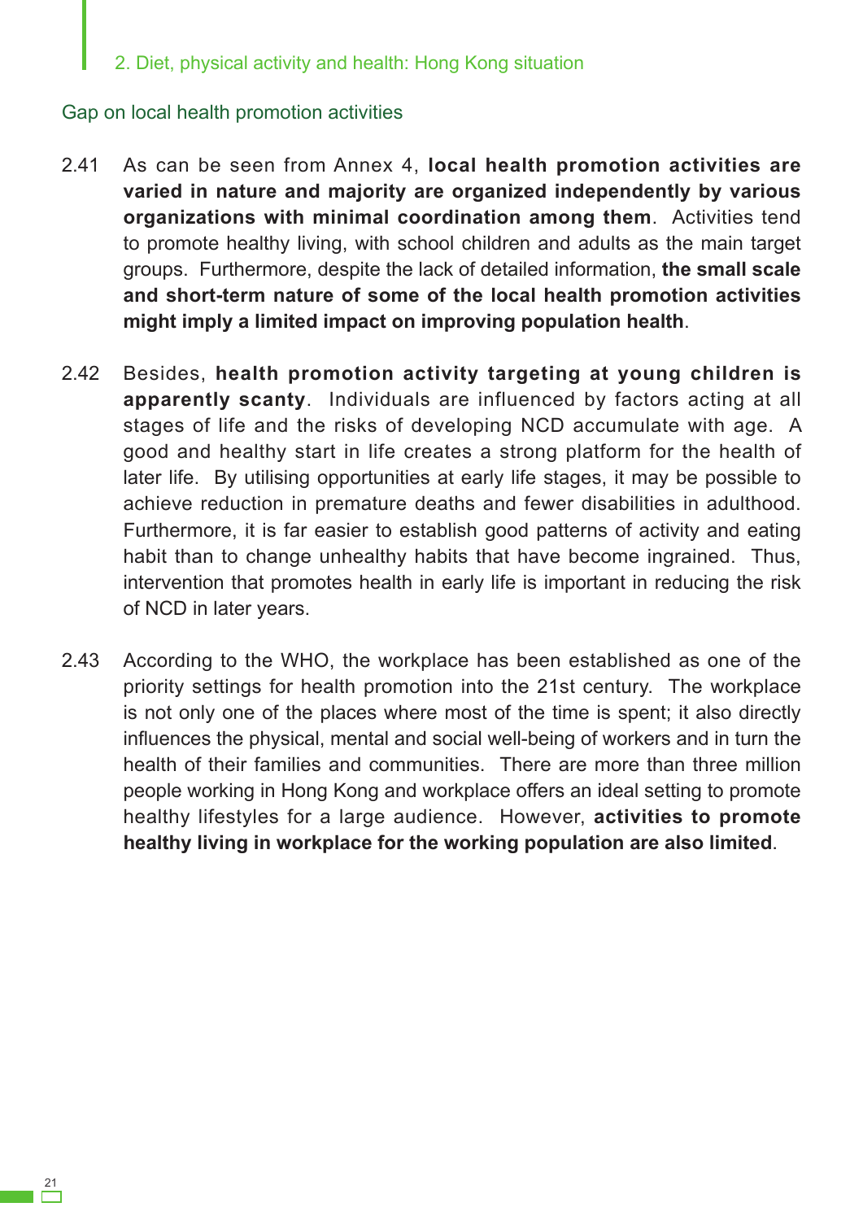## Gap on local health promotion activities

2.41 As can be seen from Annex 4, **local health promotion activities are varied in nature and majority are organized independently by various organizations with minimal coordination among them**. Activities tend to promote healthy living, with school children and adults as the main target groups. Furthermore, despite the lack of detailed information, **the small scale and short-term nature of some of the local health promotion activities might imply a limited impact on improving population health**.

2.42 Besides, **health promotion activity targeting at young children is apparently scanty**. Individuals are influenced by factors acting at all stages of life and the risks of developing NCD accumulate with age. A good and healthy start in life creates a strong platform for the health of later life. By utilising opportunities at early life stages, it may be possible to achieve reduction in premature deaths and fewer disabilities in adulthood. Furthermore, it is far easier to establish good patterns of activity and eating habit than to change unhealthy habits that have become ingrained. Thus, intervention that promotes health in early life is important in reducing the risk of NCD in later years.

2.43 According to the WHO, the workplace has been established as one of the priority settings for health promotion into the 21st century. The workplace is not only one of the places where most of the time is spent; it also directly influences the physical, mental and social well-being of workers and in turn the health of their families and communities. There are more than three million people working in Hong Kong and workplace offers an ideal setting to promote healthy lifestyles for a large audience. However, **activities to promote healthy living in workplace for the working population are also limited**.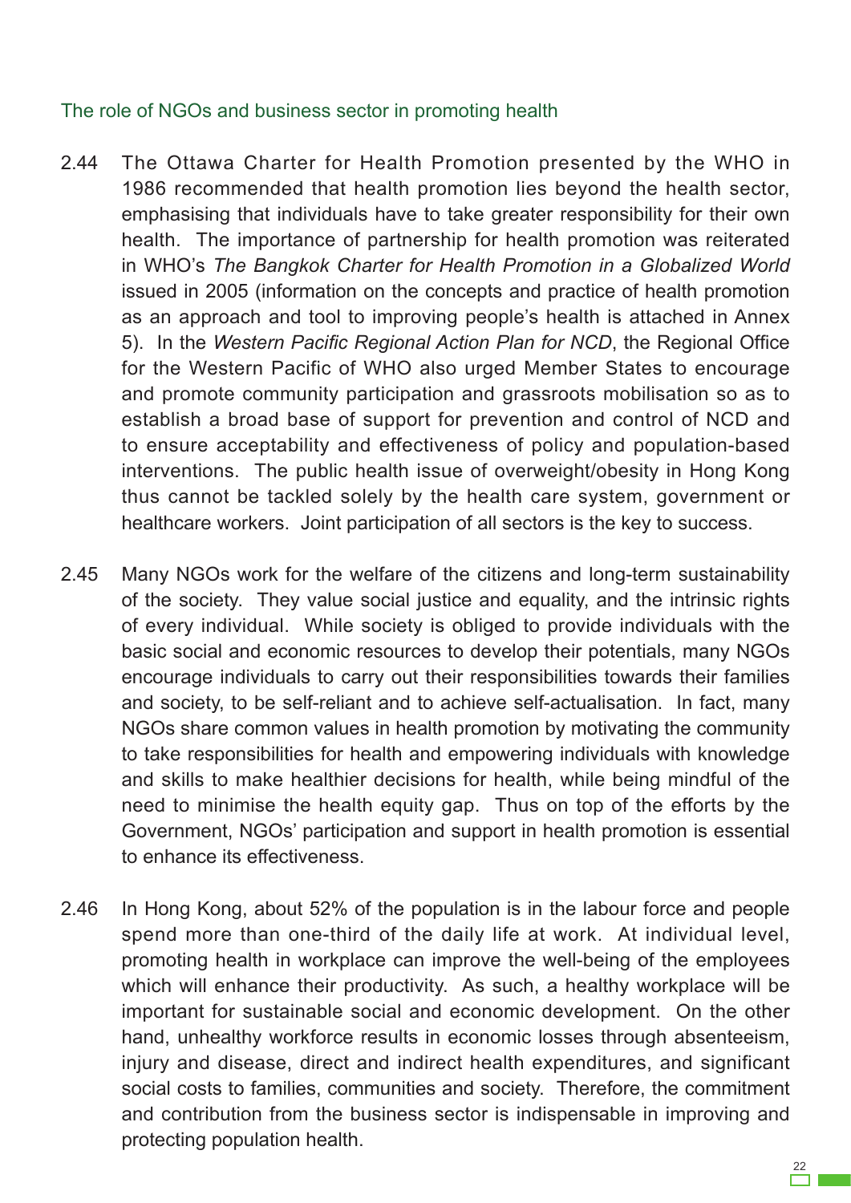### The role of NGOs and business sector in promoting health

2.44 The Ottawa Charter for Health Promotion presented by the WHO in 1986 recommended that health promotion lies beyond the health sector, emphasising that individuals have to take greater responsibility for their own health. The importance of partnership for health promotion was reiterated in WHO's *The Bangkok Charter for Health Promotion in a Globalized World* issued in 2005 (information on the concepts and practice of health promotion as an approach and tool to improving people's health is attached in Annex 5). In the *Western Pacific Regional Action Plan for NCD*, the Regional Office for the Western Pacific of WHO also urged Member States to encourage and promote community participation and grassroots mobilisation so as to establish a broad base of support for prevention and control of NCD and to ensure acceptability and effectiveness of policy and population-based interventions. The public health issue of overweight/obesity in Hong Kong thus cannot be tackled solely by the health care system, government or healthcare workers. Joint participation of all sectors is the key to success.

2.45 Many NGOs work for the welfare of the citizens and long-term sustainability of the society. They value social justice and equality, and the intrinsic rights of every individual. While society is obliged to provide individuals with the basic social and economic resources to develop their potentials, many NGOs encourage individuals to carry out their responsibilities towards their families and society, to be self-reliant and to achieve self-actualisation. In fact, many NGOs share common values in health promotion by motivating the community to take responsibilities for health and empowering individuals with knowledge and skills to make healthier decisions for health, while being mindful of the need to minimise the health equity gap. Thus on top of the efforts by the Government, NGOs' participation and support in health promotion is essential to enhance its effectiveness.

2.46 In Hong Kong, about 52% of the population is in the labour force and people spend more than one-third of the daily life at work. At individual level, promoting health in workplace can improve the well-being of the employees which will enhance their productivity. As such, a healthy workplace will be important for sustainable social and economic development. On the other hand, unhealthy workforce results in economic losses through absenteeism, injury and disease, direct and indirect health expenditures, and significant social costs to families, communities and society. Therefore, the commitment and contribution from the business sector is indispensable in improving and protecting population health.